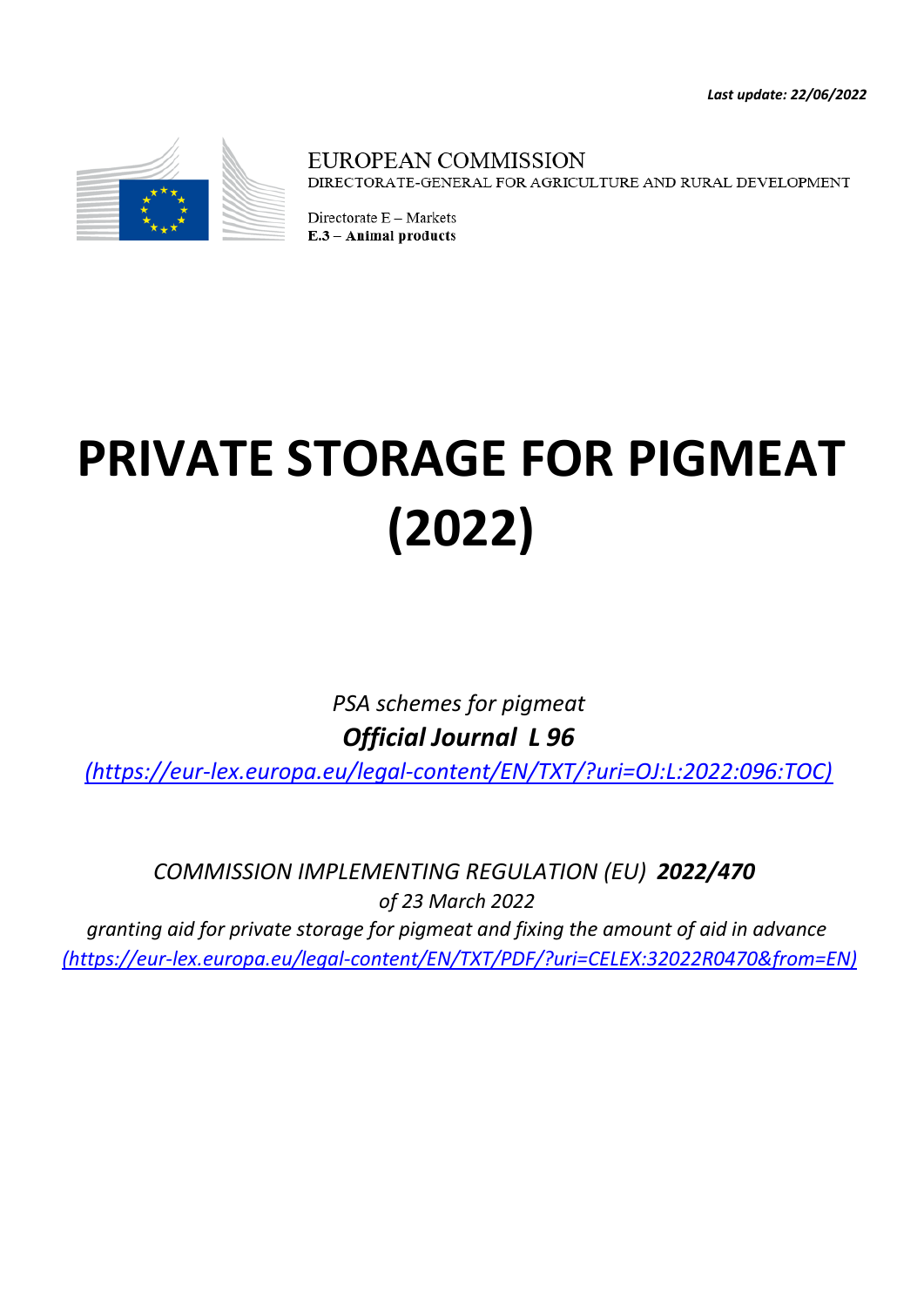***Last update: 22/06/2022***

EUROPEAN COMMISSION
DIRECTORATE-GENERAL FOR AGRICULTURE AND RURAL DEVELOPMENT

Directorate E – Markets
**E.3 – Animal products**

# PRIVATE STORAGE FOR PIGMEAT (2022)

*PSA schemes for pigmeat*

***Official Journal L 96***

*(https://eur-lex.europa.eu/legal-content/EN/TXT/?uri=OJ:L:2022:096:TOC)*

*COMMISSION IMPLEMENTING REGULATION (EU)* ***2022/470***

*of 23 March 2022*

*granting aid for private storage for pigmeat and fixing the amount of aid in advance*

*(https://eur-lex.europa.eu/legal-content/EN/TXT/PDF/?uri=CELEX:32022R0470&from=EN)*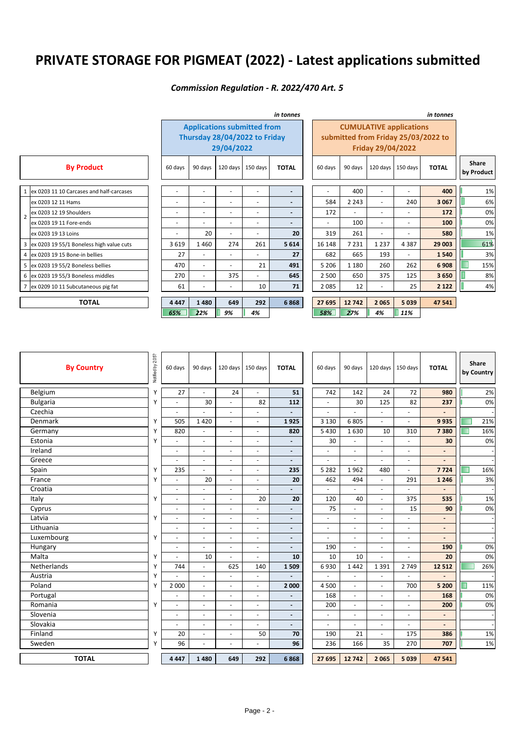# PRIVATE STORAGE FOR PIGMEAT (2022) - Latest applications submitted

*Commission Regulation - R. 2022/470 Art. 5*

*in tonnes*

| | By Product | Applications submitted from Thursday 28/04/2022 to Friday 29/04/2022 | | | | | CUMULATIVE applications submitted from Friday 25/03/2022 to Friday 29/04/2022 | | | | | |
|---|---|---|---|---|---|---|---|---|---|---|---|---|
| | | 60 days | 90 days | 120 days | 150 days | TOTAL | 60 days | 90 days | 120 days | 150 days | TOTAL | Share by Product |
| 1 | ex 0203 11 10 Carcases and half-carcases | - | - | - | - | - | - | 400 | - | - | 400 | 1% |
| 2 | ex 0203 12 11 Hams | - | - | - | - | - | 584 | 2 243 | - | 240 | 3 067 | 6% |
| 2 | ex 0203 12 19 Shoulders | - | - | - | - | - | 172 | - | - | - | 172 | 0% |
| 2 | ex 0203 19 11 Fore-ends | - | - | - | - | - | - | 100 | - | - | 100 | 0% |
| 2 | ex 0203 19 13 Loins | - | 20 | - | - | 20 | 319 | 261 | - | - | 580 | 1% |
| 3 | ex 0203 19 55/1 Boneless high value cuts | 3 619 | 1 460 | 274 | 261 | 5 614 | 16 148 | 7 231 | 1 237 | 4 387 | 29 003 | 61% |
| 4 | ex 0203 19 15 Bone-in bellies | 27 | - | - | - | 27 | 682 | 665 | 193 | - | 1 540 | 3% |
| 5 | ex 0203 19 55/2 Boneless bellies | 470 | - | - | 21 | 491 | 5 206 | 1 180 | 260 | 262 | 6 908 | 15% |
| 6 | ex 0203 19 55/3 Boneless middles | 270 | - | 375 | - | 645 | 2 500 | 650 | 375 | 125 | 3 650 | 8% |
| 7 | ex 0209 10 11 Subcutaneous pig fat | 61 | - | - | 10 | 71 | 2 085 | 12 | - | 25 | 2 122 | 4% |
| | **TOTAL** | **4 447** | **1 480** | **649** | **292** | **6 868** | **27 695** | **12 742** | **2 065** | **5 039** | **47 541** | |
| | | *65%* | *22%* | *9%* | *4%* | | *58%* | *27%* | *4%* | *11%* | | |

| By Country | Notified by 20:59? | 60 days | 90 days | 120 days | 150 days | TOTAL | 60 days | 90 days | 120 days | 150 days | TOTAL | Share by Country |
|---|---|---|---|---|---|---|---|---|---|---|---|---|
| Belgium | Y | 27 | - | 24 | - | 51 | 742 | 142 | 24 | 72 | 980 | 2% |
| Bulgaria | Y | - | 30 | - | 82 | 112 | - | 30 | 125 | 82 | 237 | 0% |
| Czechia | | - | - | - | - | - | - | - | - | - | - | - |
| Denmark | Y | 505 | 1 420 | - | - | 1 925 | 3 130 | 6 805 | - | - | 9 935 | 21% |
| Germany | Y | 820 | - | - | - | 820 | 5 430 | 1 630 | 10 | 310 | 7 380 | 16% |
| Estonia | Y | - | - | - | - | - | 30 | - | - | - | 30 | 0% |
| Ireland | | - | - | - | - | - | - | - | - | - | - | - |
| Greece | | - | - | - | - | - | - | - | - | - | - | - |
| Spain | Y | 235 | - | - | - | 235 | 5 282 | 1 962 | 480 | - | 7 724 | 16% |
| France | Y | - | 20 | - | - | 20 | 462 | 494 | - | 291 | 1 246 | 3% |
| Croatia | | - | - | - | - | - | - | - | - | - | - | - |
| Italy | Y | - | - | - | 20 | 20 | 120 | 40 | - | 375 | 535 | 1% |
| Cyprus | | - | - | - | - | - | 75 | - | - | 15 | 90 | 0% |
| Latvia | Y | - | - | - | - | - | - | - | - | - | - | - |
| Lithuania | | - | - | - | - | - | - | - | - | - | - | - |
| Luxembourg | Y | - | - | - | - | - | - | - | - | - | - | - |
| Hungary | | - | - | - | - | - | 190 | - | - | - | 190 | 0% |
| Malta | Y | - | 10 | - | - | 10 | 10 | 10 | - | - | 20 | 0% |
| Netherlands | Y | 744 | - | 625 | 140 | 1 509 | 6 930 | 1 442 | 1 391 | 2 749 | 12 512 | 26% |
| Austria | Y | - | - | - | - | - | - | - | - | - | - | - |
| Poland | Y | 2 000 | - | - | - | 2 000 | 4 500 | - | - | 700 | 5 200 | 11% |
| Portugal | | - | - | - | - | - | 168 | - | - | - | 168 | 0% |
| Romania | Y | - | - | - | - | - | 200 | - | - | - | 200 | 0% |
| Slovenia | | - | - | - | - | - | - | - | - | - | - | - |
| Slovakia | | - | - | - | - | - | - | - | - | - | - | - |
| Finland | Y | 20 | - | - | 50 | 70 | 190 | 21 | - | 175 | 386 | 1% |
| Sweden | Y | 96 | - | - | - | 96 | 236 | 166 | 35 | 270 | 707 | 1% |
| **TOTAL** | | **4 447** | **1 480** | **649** | **292** | **6 868** | **27 695** | **12 742** | **2 065** | **5 039** | **47 541** | |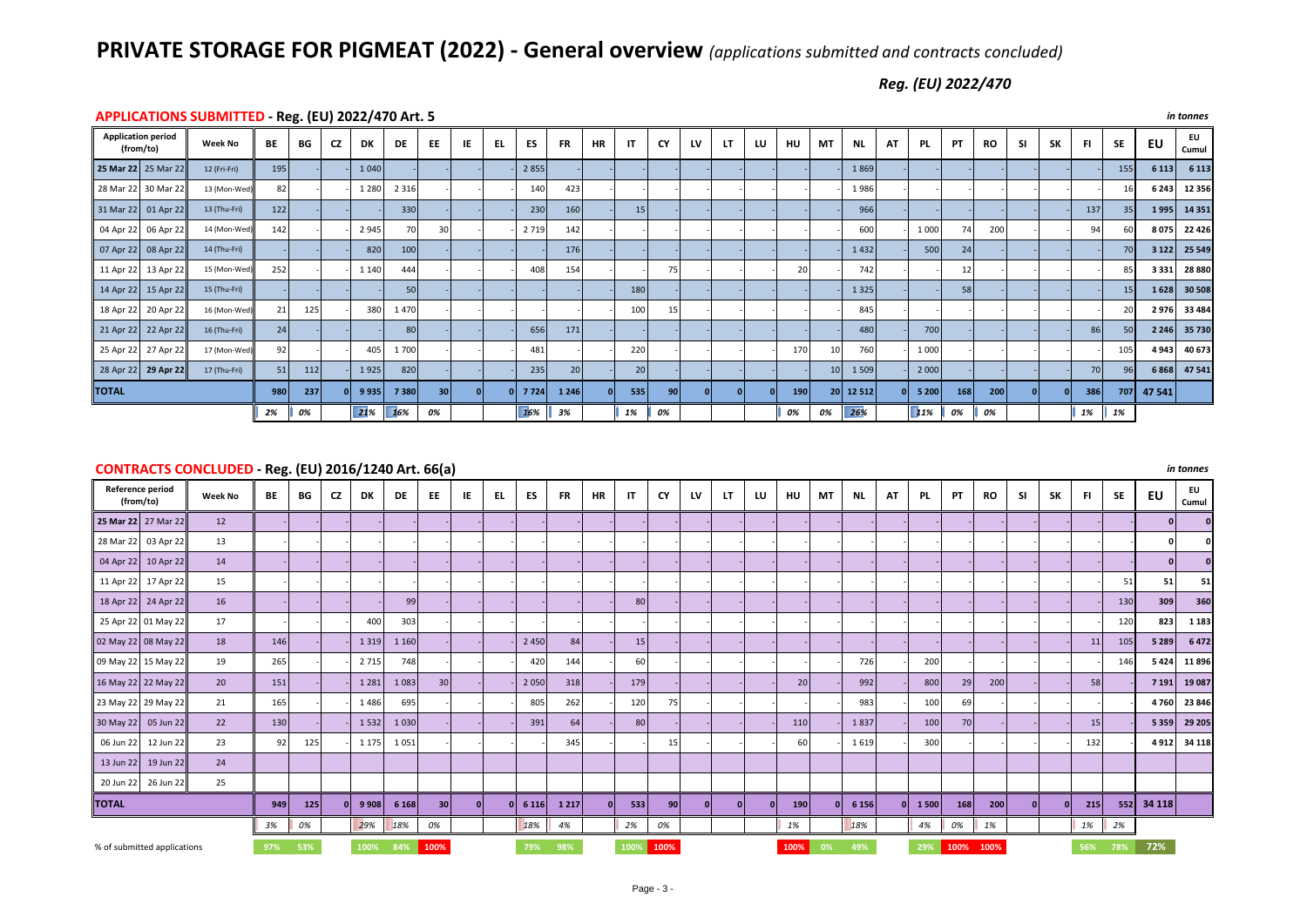# PRIVATE STORAGE FOR PIGMEAT (2022) - General overview *(applications submitted and contracts concluded)*

*Reg. (EU) 2022/470*

## APPLICATIONS SUBMITTED - Reg. (EU) 2022/470 Art. 5

*in tonnes*

| Application period (from/to) | | Week No | BE | BG | CZ | DK | DE | EE | IE | EL | ES | FR | HR | IT | CY | LV | LT | LU | HU | MT | NL | AT | PL | PT | RO | SI | SK | FI | SE | EU | EU Cumul |
|---|---|---|---|---|---|---|---|---|---|---|---|---|---|---|---|---|---|---|---|---|---|---|---|---|---|---|---|---|---|---|---|
| 25 Mar 22 | 25 Mar 22 | 12 (Fri-Fri) | 195 | - | - | 1 040 | - | - | - | - | 2 855 | - | - | - | - | - | - | - | - | - | 1 869 | - | - | - | - | - | - | - | 155 | 6 113 | 6 113 |
| 28 Mar 22 | 30 Mar 22 | 13 (Mon-Wed) | 82 | - | - | 1 280 | 2 316 | - | - | - | 140 | 423 | - | - | - | - | - | - | - | - | 1 986 | - | - | - | - | - | - | - | 16 | 6 243 | 12 356 |
| 31 Mar 22 | 01 Apr 22 | 13 (Thu-Fri) | 122 | - | - | - | 330 | - | - | - | 230 | 160 | - | 15 | - | - | - | - | - | - | 966 | - | - | - | - | - | - | 137 | 35 | 1 995 | 14 351 |
| 04 Apr 22 | 06 Apr 22 | 14 (Mon-Wed) | 142 | - | - | 2 945 | 70 | 30 | - | - | 2 719 | 142 | - | - | - | - | - | - | - | - | 600 | - | 1 000 | 74 | 200 | - | - | 94 | 60 | 8 075 | 22 426 |
| 07 Apr 22 | 08 Apr 22 | 14 (Thu-Fri) | - | - | - | 820 | 100 | - | - | - | - | 176 | - | - | - | - | - | - | - | - | 1 432 | - | 500 | 24 | - | - | - | - | 70 | 3 122 | 25 549 |
| 11 Apr 22 | 13 Apr 22 | 15 (Mon-Wed) | 252 | - | - | 1 140 | 444 | - | - | - | 408 | 154 | - | - | 75 | - | - | - | 20 | - | 742 | - | - | 12 | - | - | - | - | 85 | 3 331 | 28 880 |
| 14 Apr 22 | 15 Apr 22 | 15 (Thu-Fri) | - | - | - | - | 50 | - | - | - | - | - | - | 180 | - | - | - | - | - | - | 1 325 | - | - | 58 | - | - | - | - | 15 | 1 628 | 30 508 |
| 18 Apr 22 | 20 Apr 22 | 16 (Mon-Wed) | 21 | 125 | - | 380 | 1 470 | - | - | - | - | - | - | 100 | 15 | - | - | - | - | - | 845 | - | - | - | - | - | - | - | 20 | 2 976 | 33 484 |
| 21 Apr 22 | 22 Apr 22 | 16 (Thu-Fri) | 24 | - | - | - | 80 | - | - | - | 656 | 171 | - | - | - | - | - | - | - | - | 480 | - | 700 | - | - | - | - | 86 | 50 | 2 246 | 35 730 |
| 25 Apr 22 | 27 Apr 22 | 17 (Mon-Wed) | 92 | - | - | 405 | 1 700 | - | - | - | 481 | - | - | 220 | - | - | - | - | 170 | 10 | 760 | - | 1 000 | - | - | - | - | - | 105 | 4 943 | 40 673 |
| 28 Apr 22 | 29 Apr 22 | 17 (Thu-Fri) | 51 | 112 | - | 1 925 | 820 | - | - | - | 235 | 20 | - | 20 | - | - | - | - | - | 10 | 1 509 | - | 2 000 | - | - | - | - | 70 | 96 | 6 868 | 47 541 |
| **TOTAL** | | | **980** | **237** | **0** | **9 935** | **7 380** | **30** | **0** | **0** | **7 724** | **1 246** | **0** | **535** | **90** | **0** | **0** | **0** | **190** | **20** | **12 512** | **0** | **5 200** | **168** | **200** | **0** | **0** | **386** | **707** | **47 541** | |
| | | | *2%* | *0%* | | *21%* | *16%* | *0%* | | | *16%* | *3%* | | *1%* | *0%* | | | | *0%* | *0%* | *26%* | | *11%* | *0%* | *0%* | | | *1%* | *1%* | | |

## CONTRACTS CONCLUDED - Reg. (EU) 2016/1240 Art. 66(a)

*in tonnes*

| Reference period (from/to) | | Week No | BE | BG | CZ | DK | DE | EE | IE | EL | ES | FR | HR | IT | CY | LV | LT | LU | HU | MT | NL | AT | PL | PT | RO | SI | SK | FI | SE | EU | EU Cumul |
|---|---|---|---|---|---|---|---|---|---|---|---|---|---|---|---|---|---|---|---|---|---|---|---|---|---|---|---|---|---|---|---|
| 25 Mar 22 | 27 Mar 22 | 12 | - | - | - | - | - | - | - | - | - | - | - | - | - | - | - | - | - | - | - | - | - | - | - | - | - | - | - | 0 | 0 |
| 28 Mar 22 | 03 Apr 22 | 13 | - | - | - | - | - | - | - | - | - | - | - | - | - | - | - | - | - | - | - | - | - | - | - | - | - | - | - | 0 | 0 |
| 04 Apr 22 | 10 Apr 22 | 14 | - | - | - | - | - | - | - | - | - | - | - | - | - | - | - | - | - | - | - | - | - | - | - | - | - | - | - | 0 | 0 |
| 11 Apr 22 | 17 Apr 22 | 15 | - | - | - | - | - | - | - | - | - | - | - | - | - | - | - | - | - | - | - | - | - | - | - | - | - | - | 51 | 51 | 51 |
| 18 Apr 22 | 24 Apr 22 | 16 | - | - | - | - | 99 | - | - | - | - | - | - | 80 | - | - | - | - | - | - | - | - | - | - | - | - | - | - | 130 | 309 | 360 |
| 25 Apr 22 | 01 May 22 | 17 | - | - | - | 400 | 303 | - | - | - | - | - | - | - | - | - | - | - | - | - | - | - | - | - | - | - | - | - | 120 | 823 | 1 183 |
| 02 May 22 | 08 May 22 | 18 | 146 | - | - | 1 319 | 1 160 | - | - | - | 2 450 | 84 | - | 15 | - | - | - | - | - | - | - | - | - | - | - | - | - | 11 | 105 | 5 289 | 6 472 |
| 09 May 22 | 15 May 22 | 19 | 265 | - | - | 2 715 | 748 | - | - | - | 420 | 144 | - | 60 | - | - | - | - | - | - | 726 | - | 200 | - | - | - | - | - | 146 | 5 424 | 11 896 |
| 16 May 22 | 22 May 22 | 20 | 151 | - | - | 1 281 | 1 083 | 30 | - | - | 2 050 | 318 | - | 179 | - | - | - | - | 20 | - | 992 | - | 800 | 29 | 200 | - | - | 58 | - | 7 191 | 19 087 |
| 23 May 22 | 29 May 22 | 21 | 165 | - | - | 1 486 | 695 | - | - | - | 805 | 262 | - | 120 | 75 | - | - | - | - | - | 983 | - | 100 | 69 | - | - | - | - | - | 4 760 | 23 846 |
| 30 May 22 | 05 Jun 22 | 22 | 130 | - | - | 1 532 | 1 030 | - | - | - | 391 | 64 | - | 80 | - | - | - | - | 110 | - | 1 837 | - | 100 | 70 | - | - | - | 15 | - | 5 359 | 29 205 |
| 06 Jun 22 | 12 Jun 22 | 23 | 92 | 125 | - | 1 175 | 1 051 | - | - | - | - | 345 | - | - | 15 | - | - | - | 60 | - | 1 619 | - | 300 | - | - | - | - | 132 | - | 4 912 | 34 118 |
| 13 Jun 22 | 19 Jun 22 | 24 | | | | | | | | | | | | | | | | | | | | | | | | | | | | | |
| 20 Jun 22 | 26 Jun 22 | 25 | | | | | | | | | | | | | | | | | | | | | | | | | | | | | |
| **TOTAL** | | | **949** | **125** | **0** | **9 908** | **6 168** | **30** | **0** | **0** | **6 116** | **1 217** | **0** | **533** | **90** | **0** | **0** | **0** | **190** | **0** | **6 156** | **0** | **1 500** | **168** | **200** | **0** | **0** | **215** | **552** | **34 118** | |
| | | | *3%* | *0%* | | *29%* | *18%* | *0%* | | | *18%* | *4%* | | *2%* | *0%* | | | | *1%* | | *18%* | | *4%* | *0%* | *1%* | | | *1%* | *2%* | | |
| % of submitted applications | | | 97% | 53% | | 100% | 84% | 100% | | | 79% | 98% | | 100% | 100% | | | | 100% | 0% | 49% | | 29% | 100% | 100% | | | 56% | 78% | 72% | |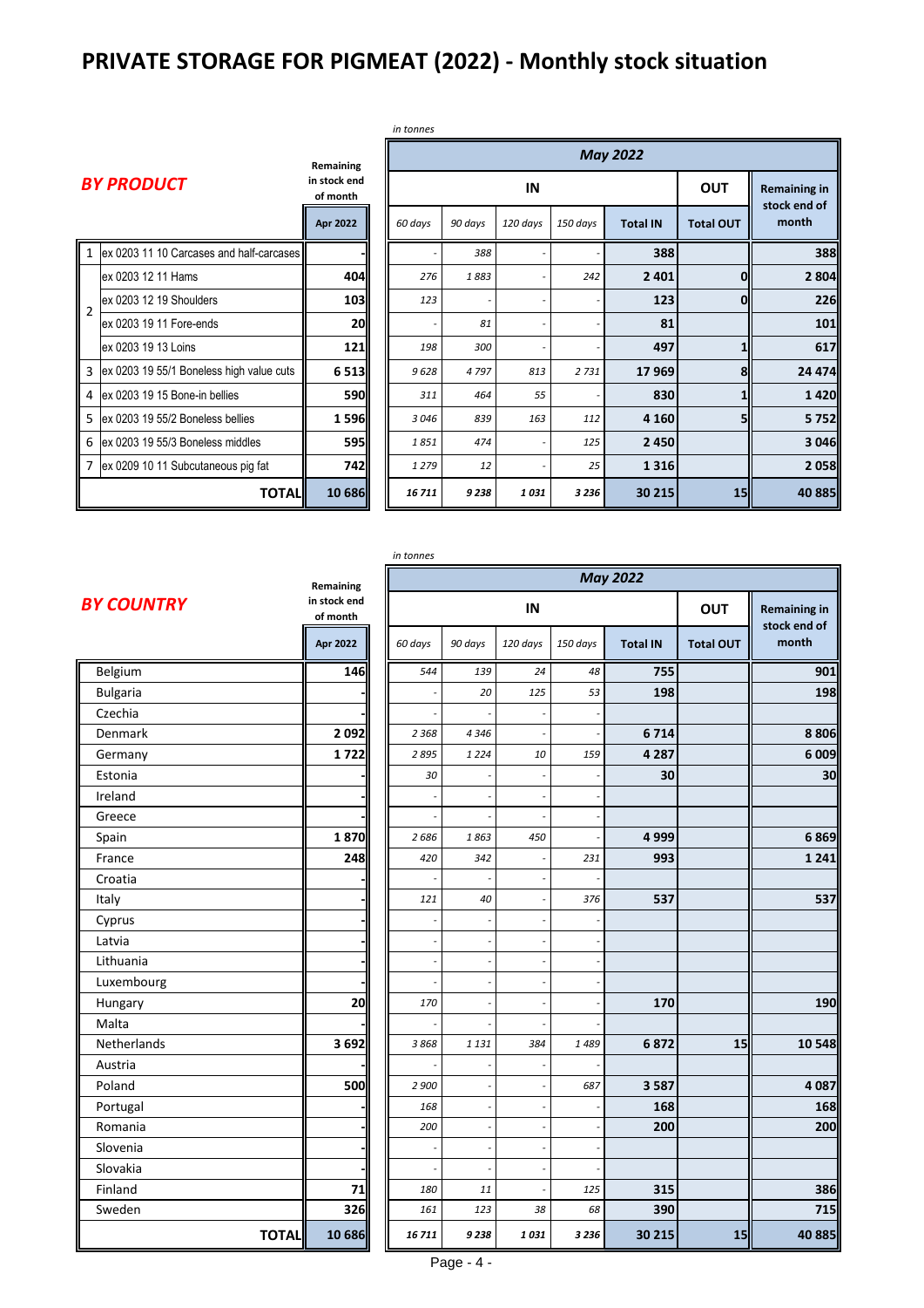# PRIVATE STORAGE FOR PIGMEAT (2022) - Monthly stock situation

*in tonnes*

## *BY PRODUCT*

| | | Remaining in stock end of month | May 2022 | | | | | | |
|---|---|---|---|---|---|---|---|---|---|
| | | | IN | | | | | OUT | Remaining in stock end of month |
| | | Apr 2022 | 60 days | 90 days | 120 days | 150 days | Total IN | Total OUT | |
| 1 | ex 0203 11 10 Carcases and half-carcases | - | - | 388 | - | - | 388 | | 388 |
| 2 | ex 0203 12 11 Hams | 404 | 276 | 1 883 | - | 242 | 2 401 | 0 | 2 804 |
| | ex 0203 12 19 Shoulders | 103 | 123 | - | - | - | 123 | 0 | 226 |
| | ex 0203 19 11 Fore-ends | 20 | - | 81 | - | - | 81 | | 101 |
| | ex 0203 19 13 Loins | 121 | 198 | 300 | - | - | 497 | 1 | 617 |
| 3 | ex 0203 19 55/1 Boneless high value cuts | 6 513 | 9 628 | 4 797 | 813 | 2 731 | 17 969 | 8 | 24 474 |
| 4 | ex 0203 19 15 Bone-in bellies | 590 | 311 | 464 | 55 | - | 830 | 1 | 1 420 |
| 5 | ex 0203 19 55/2 Boneless bellies | 1 596 | 3 046 | 839 | 163 | 112 | 4 160 | 5 | 5 752 |
| 6 | ex 0203 19 55/3 Boneless middles | 595 | 1 851 | 474 | - | 125 | 2 450 | | 3 046 |
| 7 | ex 0209 10 11 Subcutaneous pig fat | 742 | 1 279 | 12 | - | 25 | 1 316 | | 2 058 |
| | **TOTAL** | **10 686** | **16 711** | **9 238** | **1 031** | **3 236** | **30 215** | **15** | **40 885** |

*in tonnes*

## *BY COUNTRY*

| | Remaining in stock end of month | May 2022 | | | | | | |
|---|---|---|---|---|---|---|---|---|
| | | IN | | | | | OUT | Remaining in stock end of month |
| | Apr 2022 | 60 days | 90 days | 120 days | 150 days | Total IN | Total OUT | |
| Belgium | 146 | 544 | 139 | 24 | 48 | 755 | | 901 |
| Bulgaria | - | - | 20 | 125 | 53 | 198 | | 198 |
| Czechia | | - | - | - | - | | | |
| Denmark | 2 092 | 2 368 | 4 346 | - | - | 6 714 | | 8 806 |
| Germany | 1 722 | 2 895 | 1 224 | 10 | 159 | 4 287 | | 6 009 |
| Estonia | - | 30 | - | - | - | 30 | | 30 |
| Ireland | - | - | - | - | - | | | |
| Greece | - | - | - | - | - | | | |
| Spain | 1 870 | 2 686 | 1 863 | 450 | - | 4 999 | | 6 869 |
| France | 248 | 420 | 342 | - | 231 | 993 | | 1 241 |
| Croatia | | - | - | - | - | | | |
| Italy | - | 121 | 40 | - | 376 | 537 | | 537 |
| Cyprus | - | - | - | - | - | | | |
| Latvia | - | - | - | - | - | | | |
| Lithuania | - | - | - | - | - | | | |
| Luxembourg | - | - | - | - | - | | | |
| Hungary | 20 | 170 | - | - | - | 170 | | 190 |
| Malta | - | - | - | - | - | | | |
| Netherlands | 3 692 | 3 868 | 1 131 | 384 | 1 489 | 6 872 | 15 | 10 548 |
| Austria | - | - | - | - | - | | | |
| Poland | 500 | 2 900 | - | - | 687 | 3 587 | | 4 087 |
| Portugal | - | 168 | - | - | - | 168 | | 168 |
| Romania | - | 200 | - | - | - | 200 | | 200 |
| Slovenia | - | - | - | - | - | | | |
| Slovakia | - | - | - | - | - | | | |
| Finland | 71 | 180 | 11 | - | 125 | 315 | | 386 |
| Sweden | 326 | 161 | 123 | 38 | 68 | 390 | | 715 |
| **TOTAL** | **10 686** | **16 711** | **9 238** | **1 031** | **3 236** | **30 215** | **15** | **40 885** |